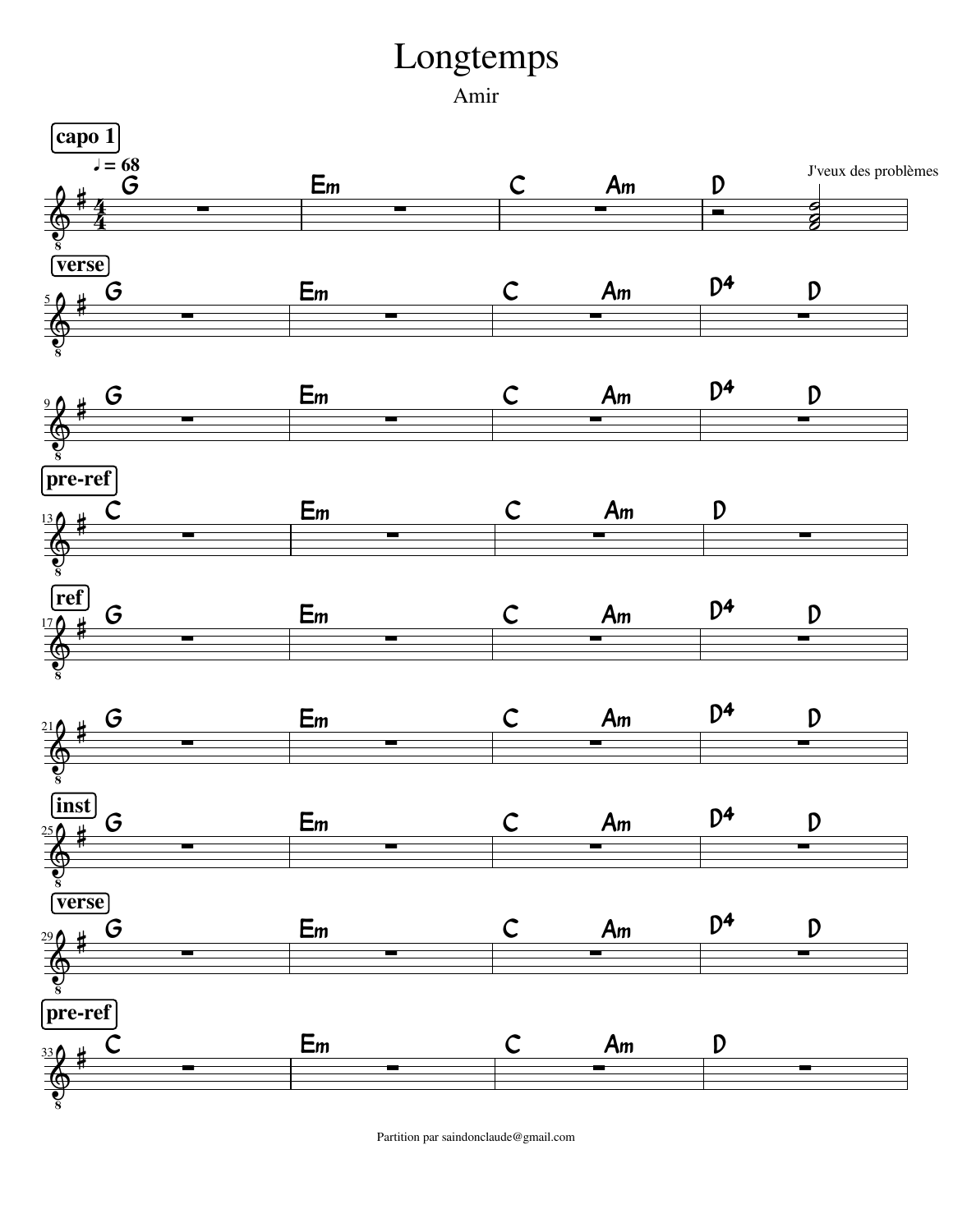# Longtemps

Amir

**capo 1**

♩ = 68

| G | Em | C Am | D |
|---|---|---|---|

J'veux des problèmes

**verse**

| 5 G | Em | C Am | D4 D |
|---|---|---|---|
| 9 G | Em | C Am | D4 D |

**pre-ref**

| 13 C | Em | C Am | D |
|---|---|---|---|

**ref**

| 17 G | Em | C Am | D4 D |
|---|---|---|---|
| 21 G | Em | C Am | D4 D |

**inst**

| 25 G | Em | C Am | D4 D |
|---|---|---|---|

**verse**

| 29 G | Em | C Am | D4 D |
|---|---|---|---|

**pre-ref**

| 33 C | Em | C Am | D |
|---|---|---|---|

Partition par saindonclaude@gmail.com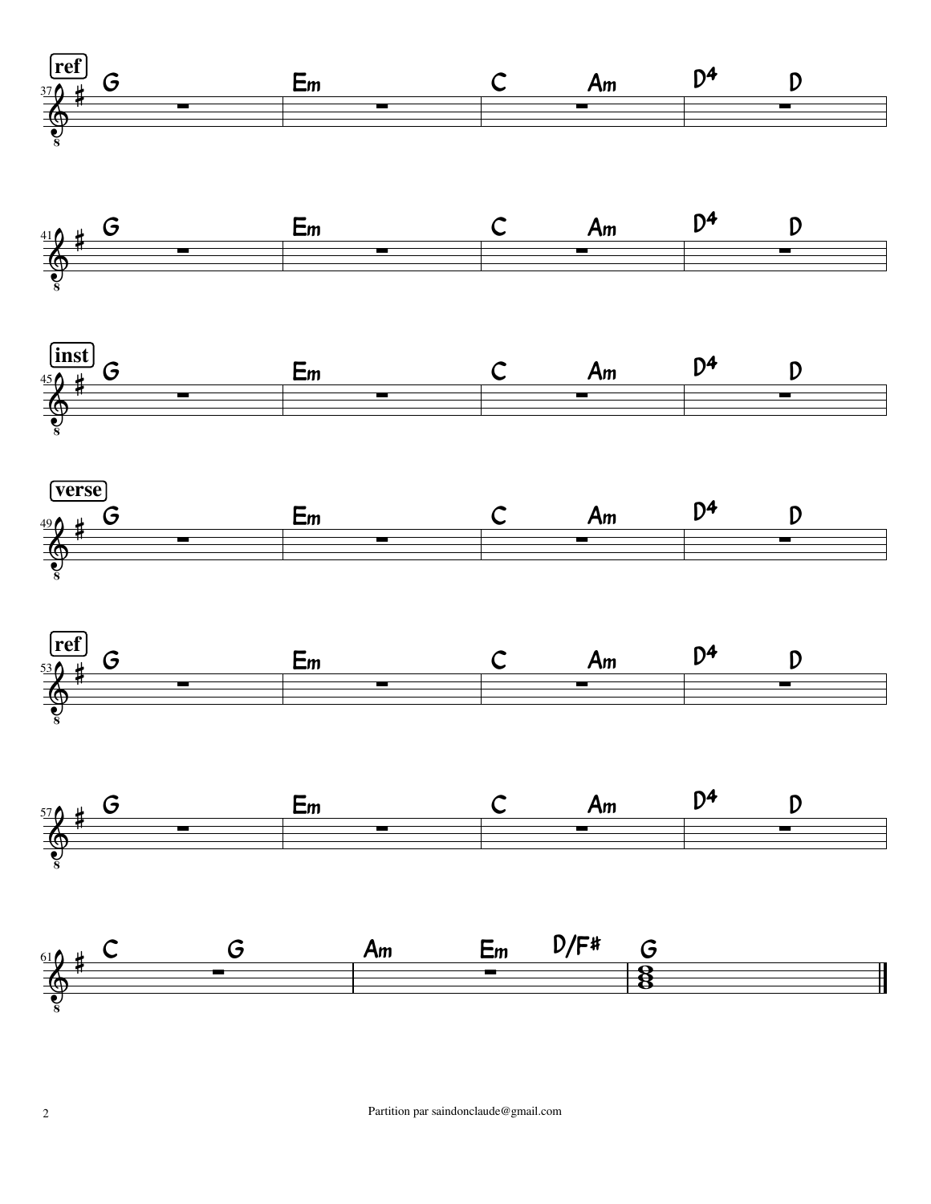**ref**

37 | G | Em | C Am | D4 D |

41 | G | Em | C Am | D4 D |

**inst**

45 | G | Em | C Am | D4 D |

**verse**

49 | G | Em | C Am | D4 D |

**ref**

53 | G | Em | C Am | D4 D |

57 | G | Em | C Am | D4 D |

61 | C G | Am Em D/F# | G |